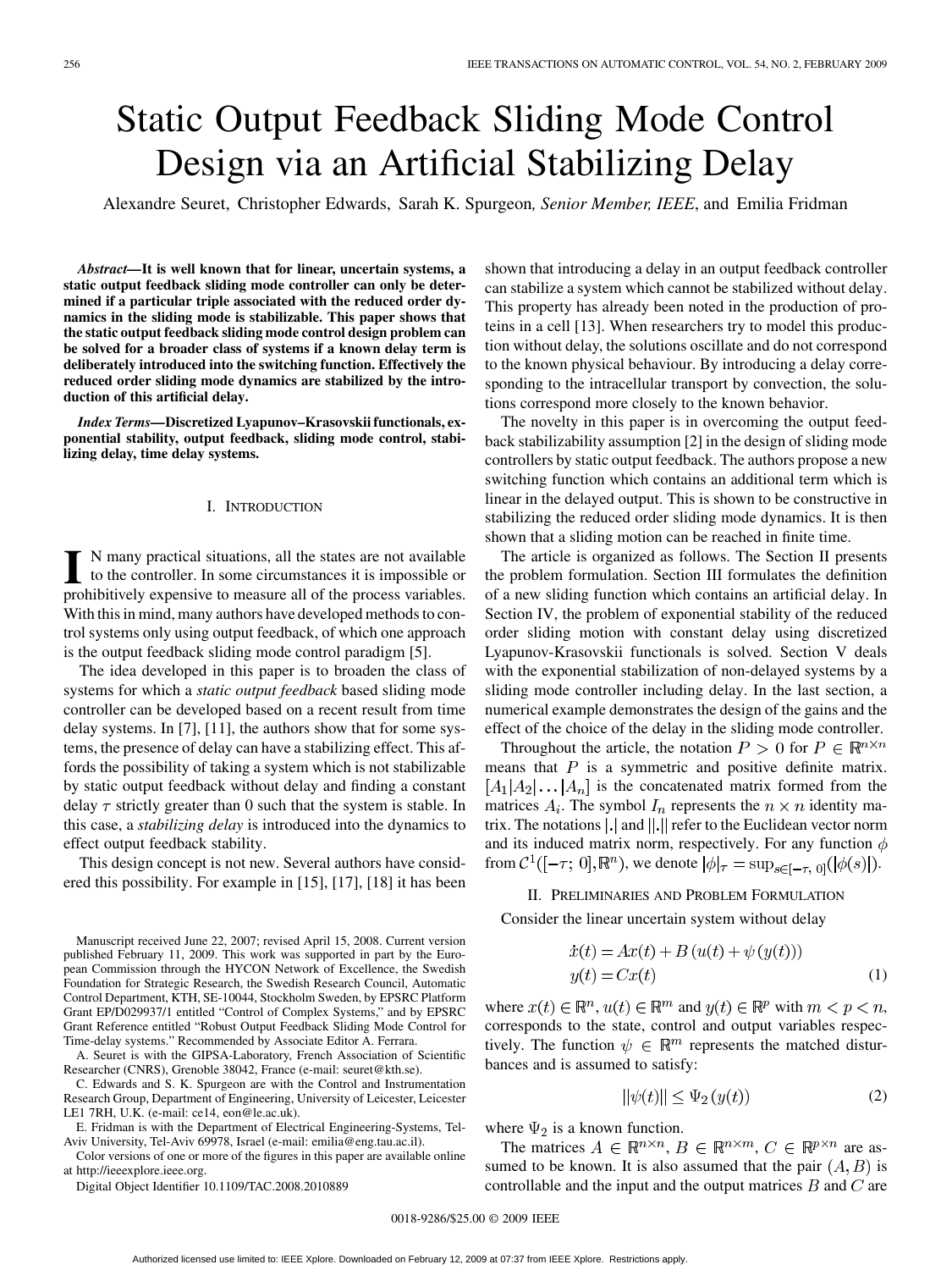# Static Output Feedback Sliding Mode Control Design via an Artificial Stabilizing Delay

Alexandre Seuret, Christopher Edwards, Sarah K. Spurgeon, *Senior Member, IEEE*, and Emilia Fridman

***Abstract*—It is well known that for linear, uncertain systems, a static output feedback sliding mode controller can only be determined if a particular triple associated with the reduced order dynamics in the sliding mode is stabilizable. This paper shows that the static output feedback sliding mode control design problem can be solved for a broader class of systems if a known delay term is deliberately introduced into the switching function. Effectively the reduced order sliding mode dynamics are stabilized by the introduction of this artificial delay.**

***Index Terms*—Discretized Lyapunov–Krasovskii functionals, exponential stability, output feedback, sliding mode control, stabilizing delay, time delay systems.**

## I. Introduction

In many practical situations, all the states are not available to the controller. In some circumstances it is impossible or prohibitively expensive to measure all of the process variables. With this in mind, many authors have developed methods to control systems only using output feedback, of which one approach is the output feedback sliding mode control paradigm [5].

The idea developed in this paper is to broaden the class of systems for which a *static output feedback* based sliding mode controller can be developed based on a recent result from time delay systems. In [7], [11], the authors show that for some systems, the presence of delay can have a stabilizing effect. This affords the possibility of taking a system which is not stabilizable by static output feedback without delay and finding a constant delay $\tau$ strictly greater than 0 such that the system is stable. In this case, a *stabilizing delay* is introduced into the dynamics to effect output feedback stability.

This design concept is not new. Several authors have considered this possibility. For example in [15], [17], [18] it has been shown that introducing a delay in an output feedback controller can stabilize a system which cannot be stabilized without delay. This property has already been noted in the production of proteins in a cell [13]. When researchers try to model this production without delay, the solutions oscillate and do not correspond to the known physical behaviour. By introducing a delay corresponding to the intracellular transport by convection, the solutions correspond more closely to the known behavior.

The novelty in this paper is in overcoming the output feedback stabilizability assumption [2] in the design of sliding mode controllers by static output feedback. The authors propose a new switching function which contains an additional term which is linear in the delayed output. This is shown to be constructive in stabilizing the reduced order sliding mode dynamics. It is then shown that a sliding motion can be reached in finite time.

The article is organized as follows. The Section II presents the problem formulation. Section III formulates the definition of a new sliding function which contains an artificial delay. In Section IV, the problem of exponential stability of the reduced order sliding motion with constant delay using discretized Lyapunov-Krasovskii functionals is solved. Section V deals with the exponential stabilization of non-delayed systems by a sliding mode controller including delay. In the last section, a numerical example demonstrates the design of the gains and the effect of the choice of the delay in the sliding mode controller.

Throughout the article, the notation $P > 0$ for $P \in \mathbb{R}^{n \times n}$ means that $P$ is a symmetric and positive definite matrix. $[A_1|A_2|\ldots|A_n]$ is the concatenated matrix formed from the matrices $A_i$. The symbol $I_n$ represents the $n \times n$ identity matrix. The notations $|.|$ and $||.||$ refer to the Euclidean vector norm and its induced matrix norm, respectively. For any function $\phi$ from $\mathcal{C}^1([-\tau;\, 0], \mathbb{R}^n)$, we denote $|\phi|_\tau = \sup_{s \in [-\tau,\, 0]}(|\phi(s)|)$.

## II. Preliminaries and Problem Formulation

Consider the linear uncertain system without delay

$$
\begin{aligned}
\dot{x}(t) &= Ax(t) + B\left(u(t) + \psi\left(y(t)\right)\right) \\
y(t) &= Cx(t)
\end{aligned} \tag{1}
$$

where $x(t) \in \mathbb{R}^n$, $u(t) \in \mathbb{R}^m$ and $y(t) \in \mathbb{R}^p$ with $m < p < n$, corresponds to the state, control and output variables respectively. The function $\psi \in \mathbb{R}^m$ represents the matched disturbances and is assumed to satisfy:

$$
||\psi(t)|| \le \Psi_2\left(y(t)\right) \tag{2}
$$

where $\Psi_2$ is a known function.

The matrices $A \in \mathbb{R}^{n \times n}$, $B \in \mathbb{R}^{n \times m}$, $C \in \mathbb{R}^{p \times n}$ are assumed to be known. It is also assumed that the pair $(A, B)$ is controllable and the input and the output matrices $B$ and $C$ are

Manuscript received June 22, 2007; revised April 15, 2008. Current version published February 11, 2009. This work was supported in part by the European Commission through the HYCON Network of Excellence, the Swedish Foundation for Strategic Research, the Swedish Research Council, Automatic Control Department, KTH, SE-10044, Stockholm Sweden, by EPSRC Platform Grant EP/D029937/1 entitled "Control of Complex Systems," and by EPSRC Grant Reference entitled "Robust Output Feedback Sliding Mode Control for Time-delay systems." Recommended by Associate Editor A. Ferrara.

A. Seuret is with the GIPSA-Laboratory, French Association of Scientific Researcher (CNRS), Grenoble 38042, France (e-mail: seuret@kth.se).

C. Edwards and S. K. Spurgeon are with the Control and Instrumentation Research Group, Department of Engineering, University of Leicester, Leicester LE1 7RH, U.K. (e-mail: ce14, eon@le.ac.uk).

E. Fridman is with the Department of Electrical Engineering-Systems, Tel-Aviv University, Tel-Aviv 69978, Israel (e-mail: emilia@eng.tau.ac.il).

Color versions of one or more of the figures in this paper are available online at http://ieeexplore.ieee.org.

Digital Object Identifier 10.1109/TAC.2008.2010889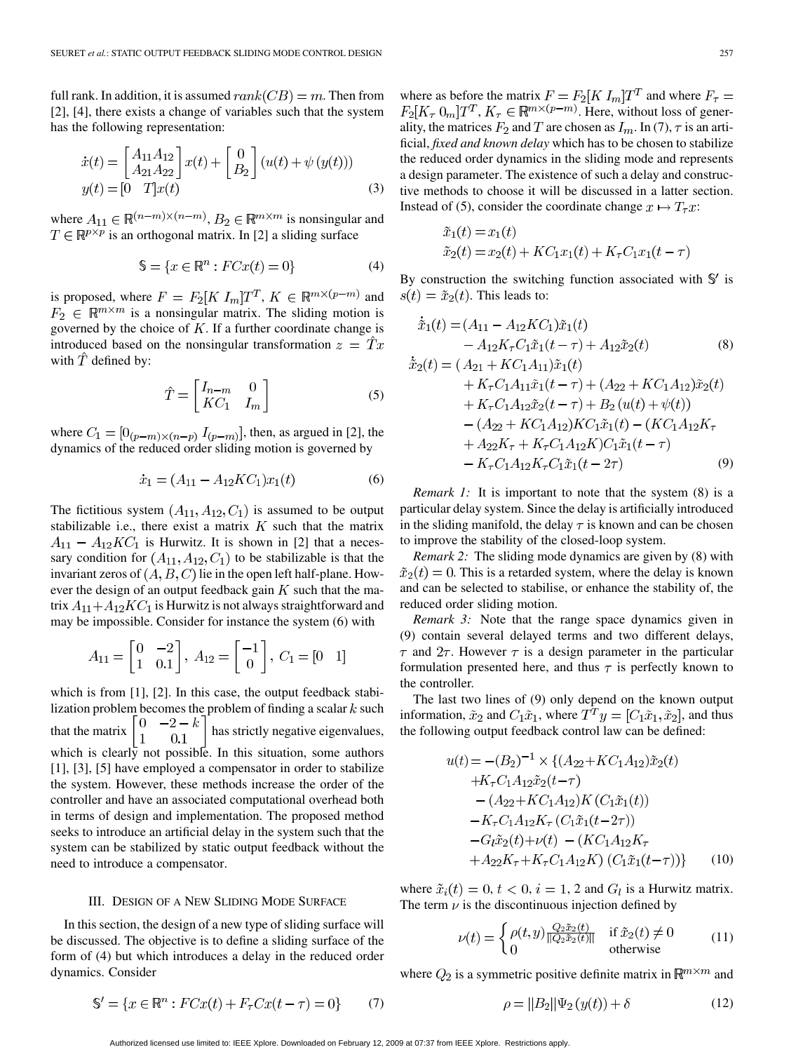full rank. In addition, it is assumed $rank(CB) = m$. Then from [2], [4], there exists a change of variables such that the system has the following representation:

$$\dot{x}(t) = \begin{bmatrix} A_{11} A_{12} \\ A_{21} A_{22} \end{bmatrix} x(t) + \begin{bmatrix} 0 \\ B_2 \end{bmatrix} (u(t) + \psi(y(t)))$$
$$y(t) = [0 \quad T] x(t) \tag{3}$$

where $A_{11} \in \mathbb{R}^{(n-m)\times(n-m)}$, $B_2 \in \mathbb{R}^{m\times m}$ is nonsingular and $T \in \mathbb{R}^{p\times p}$ is an orthogonal matrix. In [2] a sliding surface

$$\mathbb{S} = \{x \in \mathbb{R}^n : FCx(t) = 0\} \tag{4}$$

is proposed, where $F = F_2[K \ I_m]T^T$, $K \in \mathbb{R}^{m\times(p-m)}$ and $F_2 \in \mathbb{R}^{m\times m}$ is a nonsingular matrix. The sliding motion is governed by the choice of $K$. If a further coordinate change is introduced based on the nonsingular transformation $z = \hat{T}x$ with $\hat{T}$ defined by:

$$\hat{T} = \begin{bmatrix} I_{n-m} & 0 \\ KC_1 & I_m \end{bmatrix} \tag{5}$$

where $C_1 = [0_{(p-m)\times(n-p)} \ I_{(p-m)}]$, then, as argued in [2], the dynamics of the reduced order sliding motion is governed by

$$\dot{x}_1 = (A_{11} - A_{12}KC_1)x_1(t) \tag{6}$$

The fictitious system $(A_{11}, A_{12}, C_1)$ is assumed to be output stabilizable i.e., there exist a matrix $K$ such that the matrix $A_{11} - A_{12}KC_1$ is Hurwitz. It is shown in [2] that a necessary condition for $(A_{11}, A_{12}, C_1)$ to be stabilizable is that the invariant zeros of $(A, B, C)$ lie in the open left half-plane. However the design of an output feedback gain $K$ such that the matrix $A_{11} + A_{12}KC_1$ is Hurwitz is not always straightforward and may be impossible. Consider for instance the system (6) with

$$A_{11} = \begin{bmatrix} 0 & -2 \\ 1 & 0.1 \end{bmatrix}, \ A_{12} = \begin{bmatrix} -1 \\ 0 \end{bmatrix}, \ C_1 = [0 \quad 1]$$

which is from [1], [2]. In this case, the output feedback stabilization problem becomes the problem of finding a scalar $k$ such that the matrix $\begin{bmatrix} 0 & -2-k \\ 1 & 0.1 \end{bmatrix}$ has strictly negative eigenvalues, which is clearly not possible. In this situation, some authors [1], [3], [5] have employed a compensator in order to stabilize the system. However, these methods increase the order of the controller and have an associated computational overhead both in terms of design and implementation. The proposed method seeks to introduce an artificial delay in the system such that the system can be stabilized by static output feedback without the need to introduce a compensator.

## III. Design of a New Sliding Mode Surface

In this section, the design of a new type of sliding surface will be discussed. The objective is to define a sliding surface of the form of (4) but which introduces a delay in the reduced order dynamics. Consider

$$\mathbb{S}' = \{x \in \mathbb{R}^n : FCx(t) + F_\tau Cx(t-\tau) = 0\} \tag{7}$$

where as before the matrix $F = F_2[K \ I_m]T^T$ and where $F_\tau = F_2[K_\tau \ 0_m]T^T$, $K_\tau \in \mathbb{R}^{m\times(p-m)}$. Here, without loss of generality, the matrices $F_2$ and $T$ are chosen as $I_m$. In (7), $\tau$ is an artificial, *fixed and known delay* which has to be chosen to stabilize the reduced order dynamics in the sliding mode and represents a design parameter. The existence of such a delay and constructive methods to choose it will be discussed in a latter section. Instead of (5), consider the coordinate change $x \mapsto T_\tau x$:

$$\tilde{x}_1(t) = x_1(t)$$
$$\tilde{x}_2(t) = x_2(t) + KC_1x_1(t) + K_\tau C_1 x_1(t-\tau)$$

By construction the switching function associated with $\mathbb{S}'$ is $s(t) = \tilde{x}_2(t)$. This leads to:

$$\begin{aligned}
\dot{\tilde{x}}_1(t) =& (A_{11} - A_{12}KC_1)\tilde{x}_1(t) \\
&- A_{12}K_\tau C_1 \tilde{x}_1(t-\tau) + A_{12}\tilde{x}_2(t)
\end{aligned} \tag{8}$$

$$\begin{aligned}
\dot{\tilde{x}}_2(t) =& (A_{21} + KC_1A_{11})\tilde{x}_1(t) \\
&+ K_\tau C_1 A_{11}\tilde{x}_1(t-\tau) + (A_{22} + KC_1A_{12})\tilde{x}_2(t) \\
&+ K_\tau C_1 A_{12}\tilde{x}_2(t-\tau) + B_2(u(t) + \psi(t)) \\
&- (A_{22} + KC_1A_{12})KC_1\tilde{x}_1(t) - (KC_1A_{12}K_\tau \\
&+ A_{22}K_\tau + K_\tau C_1 A_{12} K)C_1\tilde{x}_1(t-\tau) \\
&- K_\tau C_1 A_{12} K_\tau C_1 \tilde{x}_1(t-2\tau)
\end{aligned} \tag{9}$$

*Remark 1:* It is important to note that the system (8) is a particular delay system. Since the delay is artificially introduced in the sliding manifold, the delay $\tau$ is known and can be chosen to improve the stability of the closed-loop system.

*Remark 2:* The sliding mode dynamics are given by (8) with $\tilde{x}_2(t) = 0$. This is a retarded system, where the delay is known and can be selected to stabilise, or enhance the stability of, the reduced order sliding motion.

*Remark 3:* Note that the range space dynamics given in (9) contain several delayed terms and two different delays, $\tau$ and $2\tau$. However $\tau$ is a design parameter in the particular formulation presented here, and thus $\tau$ is perfectly known to the controller.

The last two lines of (9) only depend on the known output information, $\tilde{x}_2$ and $C_1\tilde{x}_1$, where $T^Ty = [C_1\tilde{x}_1, \tilde{x}_2]$, and thus the following output feedback control law can be defined:

$$\begin{aligned}
u(t) =& -(B_2)^{-1} \times \{(A_{22} + KC_1A_{12})\tilde{x}_2(t) \\
&+ K_\tau C_1 A_{12}\tilde{x}_2(t-\tau) \\
&- (A_{22} + KC_1A_{12})K(C_1\tilde{x}_1(t)) \\
&- K_\tau C_1 A_{12} K_\tau (C_1\tilde{x}_1(t-2\tau)) \\
&- G_l\tilde{x}_2(t) + \nu(t) - (KC_1A_{12}K_\tau \\
&+ A_{22}K_\tau + K_\tau C_1 A_{12} K)(C_1\tilde{x}_1(t-\tau))\}
\end{aligned} \tag{10}$$

where $\tilde{x}_i(t) = 0$, $t < 0$, $i = 1, 2$ and $G_l$ is a Hurwitz matrix. The term $\nu$ is the discontinuous injection defined by

$$\nu(t) = \begin{cases} \rho(t, y)\frac{Q_2\tilde{x}_2(t)}{\|Q_2\tilde{x}_2(t)\|} & \text{if } \tilde{x}_2(t) \neq 0 \\ 0 & \text{otherwise} \end{cases} \tag{11}$$

where $Q_2$ is a symmetric positive definite matrix in $\mathbb{R}^{m\times m}$ and

$$\rho = \|B_2\|\Psi_2(y(t)) + \delta \tag{12}$$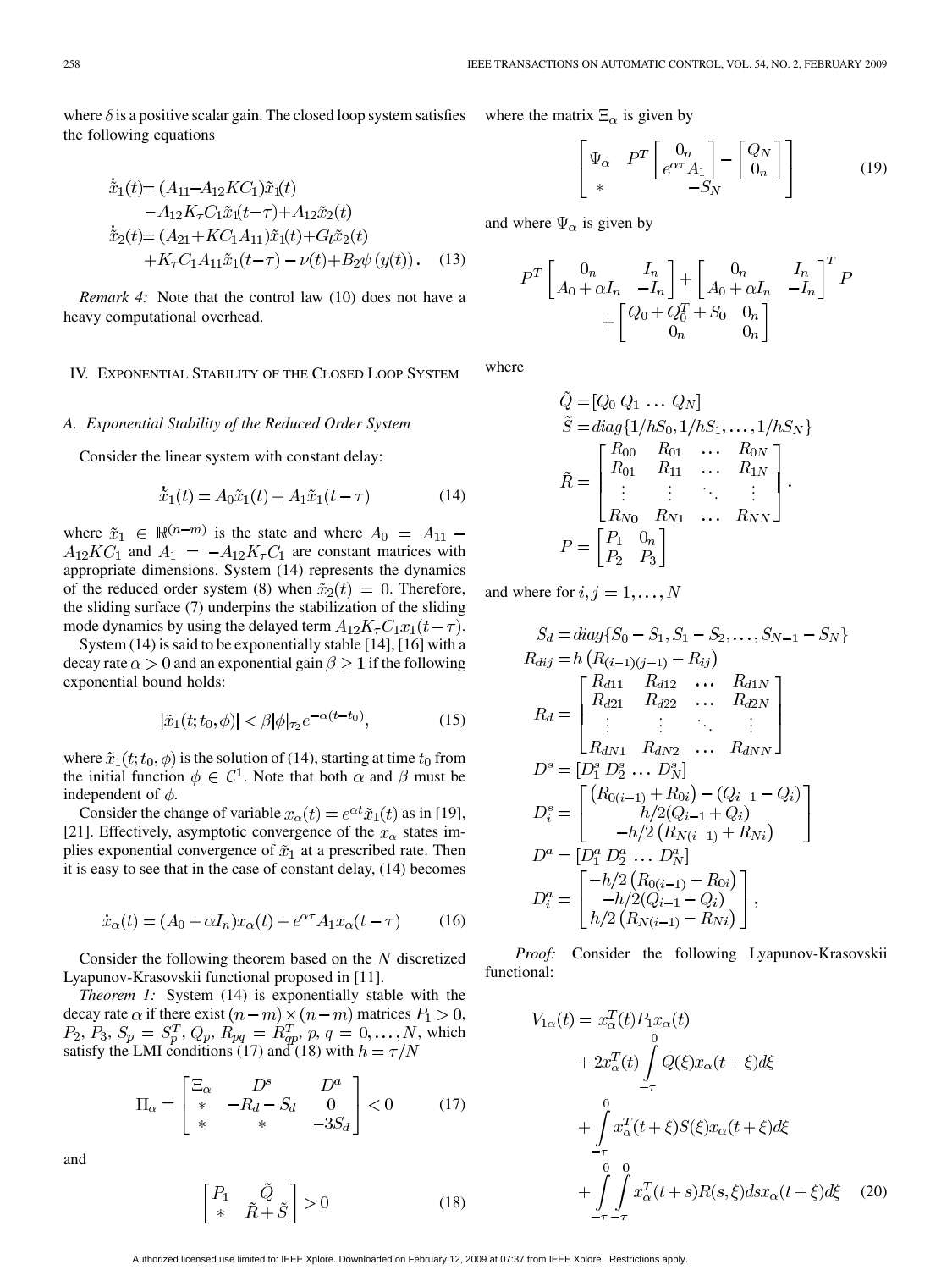where $\delta$ is a positive scalar gain. The closed loop system satisfies the following equations

$$
\begin{aligned}
\dot{\tilde{x}}_1(t) &= (A_{11} - A_{12}KC_1)\tilde{x}_1(t) \\
&\quad - A_{12}K_\tau C_1 \tilde{x}_1(t-\tau) + A_{12}\tilde{x}_2(t) \\
\dot{\tilde{x}}_2(t) &= (A_{21} + KC_1A_{11})\tilde{x}_1(t) + G_l\tilde{x}_2(t) \\
&\quad + K_\tau C_1 A_{11}\tilde{x}_1(t-\tau) - \nu(t) + B_2\psi(y(t)). \quad (13)
\end{aligned}
$$

*Remark 4:* Note that the control law (10) does not have a heavy computational overhead.

## IV. Exponential Stability of the Closed Loop System

### A. Exponential Stability of the Reduced Order System

Consider the linear system with constant delay:

$$\dot{\tilde{x}}_1(t) = A_0\tilde{x}_1(t) + A_1\tilde{x}_1(t-\tau) \quad (14)$$

where $\tilde{x}_1 \in \mathbb{R}^{(n-m)}$ is the state and where $A_0 = A_{11} - A_{12}KC_1$ and $A_1 = -A_{12}K_\tau C_1$ are constant matrices with appropriate dimensions. System (14) represents the dynamics of the reduced order system (8) when $\tilde{x}_2(t) = 0$. Therefore, the sliding surface (7) underpins the stabilization of the sliding mode dynamics by using the delayed term $A_{12}K_\tau C_1 x_1(t-\tau)$.

System (14) is said to be exponentially stable [14], [16] with a decay rate $\alpha > 0$ and an exponential gain $\beta \geq 1$ if the following exponential bound holds:

$$|\tilde{x}_1(t; t_0, \phi)| < \beta|\phi|_{\tau_2} e^{-\alpha(t-t_0)}, \quad (15)$$

where $\tilde{x}_1(t; t_0, \phi)$ is the solution of (14), starting at time $t_0$ from the initial function $\phi \in \mathcal{C}^1$. Note that both $\alpha$ and $\beta$ must be independent of $\phi$.

Consider the change of variable $x_\alpha(t) = e^{\alpha t}\tilde{x}_1(t)$ as in [19], [21]. Effectively, asymptotic convergence of the $x_\alpha$ states implies exponential convergence of $\tilde{x}_1$ at a prescribed rate. Then it is easy to see that in the case of constant delay, (14) becomes

$$\dot{x}_\alpha(t) = (A_0 + \alpha I_n)x_\alpha(t) + e^{\alpha\tau}A_1x_\alpha(t-\tau) \quad (16)$$

Consider the following theorem based on the $N$ discretized Lyapunov-Krasovskii functional proposed in [11].

*Theorem 1:* System (14) is exponentially stable with the decay rate $\alpha$ if there exist $(n-m)\times(n-m)$ matrices $P_1 > 0$, $P_2$, $P_3$, $S_p = S_p^T$, $Q_p$, $R_{pq} = R_{qp}^T$, $p, q = 0, \ldots, N$, which satisfy the LMI conditions (17) and (18) with $h = \tau/N$

$$\Pi_\alpha = \begin{bmatrix} \Xi_\alpha & D^s & D^a \\ * & -R_d - S_d & 0 \\ * & * & -3S_d \end{bmatrix} < 0 \quad (17)$$

and

$$\begin{bmatrix} P_1 & \tilde{Q} \\ * & \tilde{R} + \tilde{S} \end{bmatrix} > 0 \quad (18)$$

where the matrix $\Xi_\alpha$ is given by

$$\begin{bmatrix} \Psi_\alpha & P^T\begin{bmatrix} 0_n \\ e^{\alpha\tau}A_1 \end{bmatrix} - \begin{bmatrix} Q_N \\ 0_n \end{bmatrix} \\ * & -S_N \end{bmatrix} \quad (19)$$

and where $\Psi_\alpha$ is given by

$$P^T\begin{bmatrix} 0_n & I_n \\ A_0 + \alpha I_n & -I_n \end{bmatrix} + \begin{bmatrix} 0_n & I_n \\ A_0 + \alpha I_n & -I_n \end{bmatrix}^T P + \begin{bmatrix} Q_0 + Q_0^T + S_0 & 0_n \\ 0_n & 0_n \end{bmatrix}$$

where

$$
\begin{aligned}
\tilde{Q} &= [Q_0 \; Q_1 \; \ldots \; Q_N] \\
\tilde{S} &= diag\{1/hS_0, 1/hS_1, \ldots, 1/hS_N\} \\
\tilde{R} &= \begin{bmatrix} R_{00} & R_{01} & \ldots & R_{0N} \\ R_{01} & R_{11} & \ldots & R_{1N} \\ \vdots & \vdots & \ddots & \vdots \\ R_{N0} & R_{N1} & \ldots & R_{NN} \end{bmatrix}. \\
P &= \begin{bmatrix} P_1 & 0_n \\ P_2 & P_3 \end{bmatrix}
\end{aligned}
$$

and where for $i, j = 1, \ldots, N$

$$
\begin{aligned}
S_d &= diag\{S_0 - S_1, S_1 - S_2, \ldots, S_{N-1} - S_N\} \\
R_{dij} &= h\left(R_{(i-1)(j-1)} - R_{ij}\right) \\
R_d &= \begin{bmatrix} R_{d11} & R_{d12} & \ldots & R_{d1N} \\ R_{d21} & R_{d22} & \ldots & R_{d2N} \\ \vdots & \vdots & \ddots & \vdots \\ R_{dN1} & R_{dN2} & \ldots & R_{dNN} \end{bmatrix} \\
D^s &= [D_1^s \; D_2^s \; \ldots \; D_N^s] \\
D_i^s &= \begin{bmatrix} \left(R_{0(i-1)} + R_{0i}\right) - (Q_{i-1} - Q_i) \\ h/2(Q_{i-1} + Q_i) \\ -h/2\left(R_{N(i-1)} + R_{Ni}\right) \end{bmatrix} \\
D^a &= [D_1^a \; D_2^a \; \ldots \; D_N^a] \\
D_i^a &= \begin{bmatrix} -h/2\left(R_{0(i-1)} - R_{0i}\right) \\ -h/2(Q_{i-1} - Q_i) \\ h/2\left(R_{N(i-1)} - R_{Ni}\right) \end{bmatrix},
\end{aligned}
$$

*Proof:* Consider the following Lyapunov-Krasovskii functional:

$$
\begin{aligned}
V_{1\alpha}(t) &= x_\alpha^T(t)P_1x_\alpha(t) \\
&\quad + 2x_\alpha^T(t)\int_{-\tau}^{0} Q(\xi)x_\alpha(t+\xi)d\xi \\
&\quad + \int_{-\tau}^{0} x_\alpha^T(t+\xi)S(\xi)x_\alpha(t+\xi)d\xi \\
&\quad + \int_{-\tau}^{0}\int_{-\tau}^{0} x_\alpha^T(t+s)R(s,\xi)ds\,x_\alpha(t+\xi)d\xi \quad (20)
\end{aligned}
$$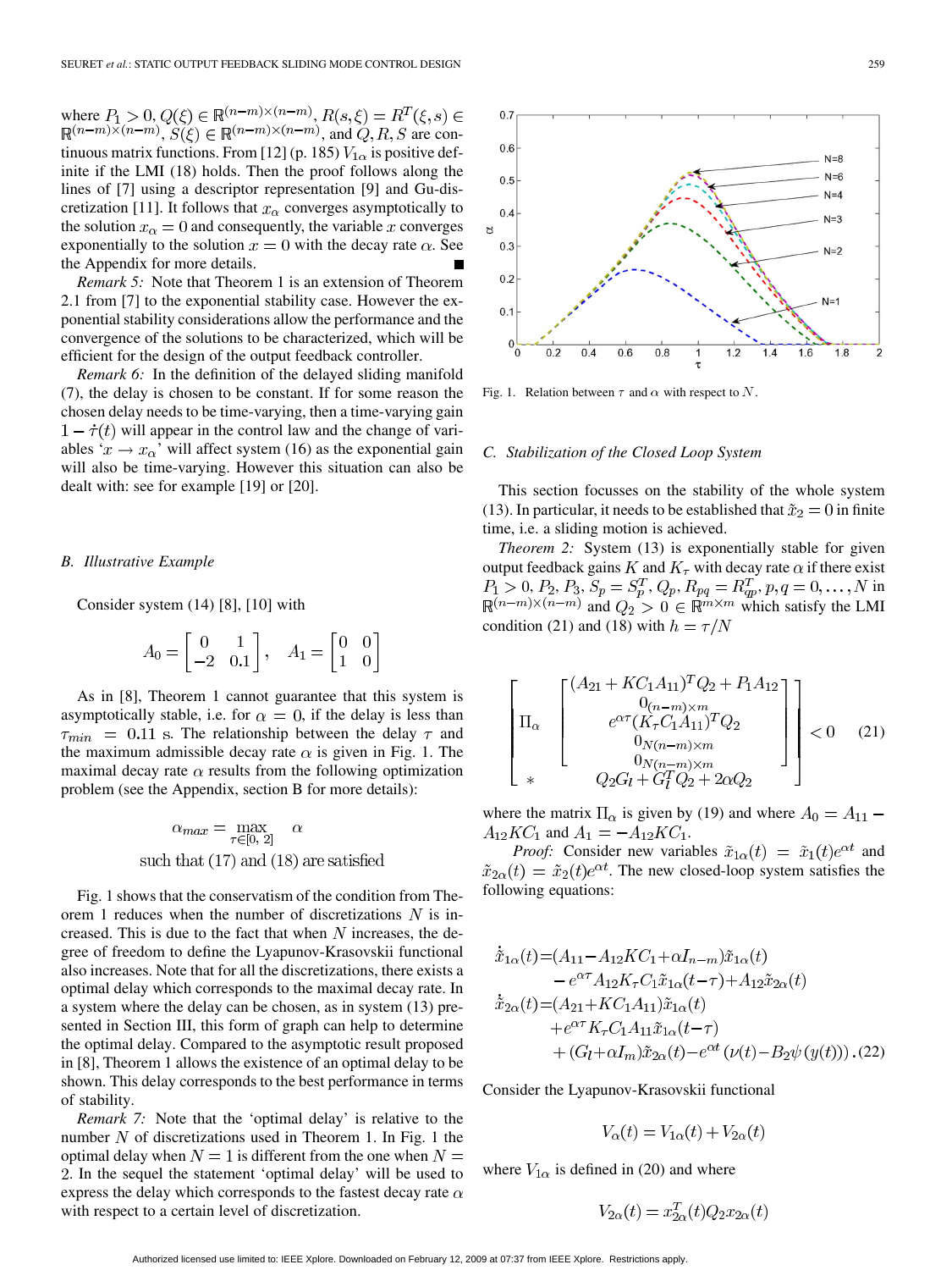where $P_1 > 0, Q(\xi) \in \mathbb{R}^{(n-m)\times(n-m)}$, $R(s,\xi) = R^T(\xi, s) \in \mathbb{R}^{(n-m)\times(n-m)}$, $S(\xi) \in \mathbb{R}^{(n-m)\times(n-m)}$, and $Q, R, S$ are continuous matrix functions. From [12] (p. 185) $V_{1\alpha}$ is positive definite if the LMI (18) holds. Then the proof follows along the lines of [7] using a descriptor representation [9] and Gu-discretization [11]. It follows that $x_\alpha$ converges asymptotically to the solution $x_\alpha = 0$ and consequently, the variable $x$ converges exponentially to the solution $x = 0$ with the decay rate $\alpha$. See the Appendix for more details. ■

*Remark 5:* Note that Theorem 1 is an extension of Theorem 2.1 from [7] to the exponential stability case. However the exponential stability considerations allow the performance and the convergence of the solutions to be characterized, which will be efficient for the design of the output feedback controller.

*Remark 6:* In the definition of the delayed sliding manifold (7), the delay is chosen to be constant. If for some reason the chosen delay needs to be time-varying, then a time-varying gain $1 - \dot{\tau}(t)$ will appear in the control law and the change of variables '$x \to x_\alpha$' will affect system (16) as the exponential gain will also be time-varying. However this situation can also be dealt with: see for example [19] or [20].

### B. Illustrative Example

Consider system (14) [8], [10] with

$$A_0 = \begin{bmatrix} 0 & 1 \\ -2 & 0.1 \end{bmatrix}, \quad A_1 = \begin{bmatrix} 0 & 0 \\ 1 & 0 \end{bmatrix}$$

As in [8], Theorem 1 cannot guarantee that this system is asymptotically stable, i.e. for $\alpha = 0$, if the delay is less than $\tau_{min} = 0.11$ s. The relationship between the delay $\tau$ and the maximum admissible decay rate $\alpha$ is given in Fig. 1. The maximal decay rate $\alpha$ results from the following optimization problem (see the Appendix, section B for more details):

$$\alpha_{max} = \max_{\tau \in [0,\, 2]} \quad \alpha$$
$$\text{such that (17) and (18) are satisfied}$$

Fig. 1 shows that the conservatism of the condition from Theorem 1 reduces when the number of discretizations $N$ is increased. This is due to the fact that when $N$ increases, the degree of freedom to define the Lyapunov-Krasovskii functional also increases. Note that for all the discretizations, there exists a optimal delay which corresponds to the maximal decay rate. In a system where the delay can be chosen, as in system (13) presented in Section III, this form of graph can help to determine the optimal delay. Compared to the asymptotic result proposed in [8], Theorem 1 allows the existence of an optimal delay to be shown. This delay corresponds to the best performance in terms of stability.

*Remark 7:* Note that the 'optimal delay' is relative to the number $N$ of discretizations used in Theorem 1. In Fig. 1 the optimal delay when $N = 1$ is different from the one when $N = 2$. In the sequel the statement 'optimal delay' will be used to express the delay which corresponds to the fastest decay rate $\alpha$ with respect to a certain level of discretization.

Fig. 1. Relation between $\tau$ and $\alpha$ with respect to $N$.

### C. Stabilization of the Closed Loop System

This section focusses on the stability of the whole system (13). In particular, it needs to be established that $\tilde{x}_2 = 0$ in finite time, i.e. a sliding motion is achieved.

*Theorem 2:* System (13) is exponentially stable for given output feedback gains $K$ and $K_\tau$ with decay rate $\alpha$ if there exist $P_1 > 0, P_2, P_3, S_p = S_p^T, Q_p, R_{pq} = R_{qp}^T, p, q = 0, \ldots, N$ in $\mathbb{R}^{(n-m)\times(n-m)}$ and $Q_2 > 0 \in \mathbb{R}^{m\times m}$ which satisfy the LMI condition (21) and (18) with $h = \tau/N$

$$\begin{bmatrix} \Pi_\alpha & \begin{bmatrix} (A_{21} + KC_1A_{11})^T Q_2 + P_1 A_{12} \\ 0_{(n-m)\times m} \\ e^{\alpha\tau}(K_\tau C_1 A_{11})^T Q_2 \\ 0_{N(n-m)\times m} \\ 0_{N(n-m)\times m} \end{bmatrix} \\ * & Q_2 G_l + G_l^T Q_2 + 2\alpha Q_2 \end{bmatrix} < 0 \quad (21)$$

where the matrix $\Pi_\alpha$ is given by (19) and where $A_0 = A_{11} - A_{12}KC_1$ and $A_1 = -A_{12}KC_1$.

*Proof:* Consider new variables $\tilde{x}_{1\alpha}(t) = \tilde{x}_1(t)e^{\alpha t}$ and $\tilde{x}_{2\alpha}(t) = \tilde{x}_2(t)e^{\alpha t}$. The new closed-loop system satisfies the following equations:

$$\begin{aligned} \dot{\tilde{x}}_{1\alpha}(t) =& (A_{11} - A_{12}KC_1 + \alpha I_{n-m})\tilde{x}_{1\alpha}(t) \\ &- e^{\alpha\tau} A_{12} K_\tau C_1 \tilde{x}_{1\alpha}(t-\tau) + A_{12}\tilde{x}_{2\alpha}(t) \\ \dot{\tilde{x}}_{2\alpha}(t) =& (A_{21} + KC_1A_{11})\tilde{x}_{1\alpha}(t) \\ &+ e^{\alpha\tau} K_\tau C_1 A_{11} \tilde{x}_{1\alpha}(t-\tau) \\ &+ (G_l + \alpha I_m)\tilde{x}_{2\alpha}(t) - e^{\alpha t}(\nu(t) - B_2\psi(y(t))). \end{aligned} \quad (22)$$

Consider the Lyapunov-Krasovskii functional

$$V_\alpha(t) = V_{1\alpha}(t) + V_{2\alpha}(t)$$

where $V_{1\alpha}$ is defined in (20) and where

$$V_{2\alpha}(t) = x_{2\alpha}^T(t) Q_2 x_{2\alpha}(t)$$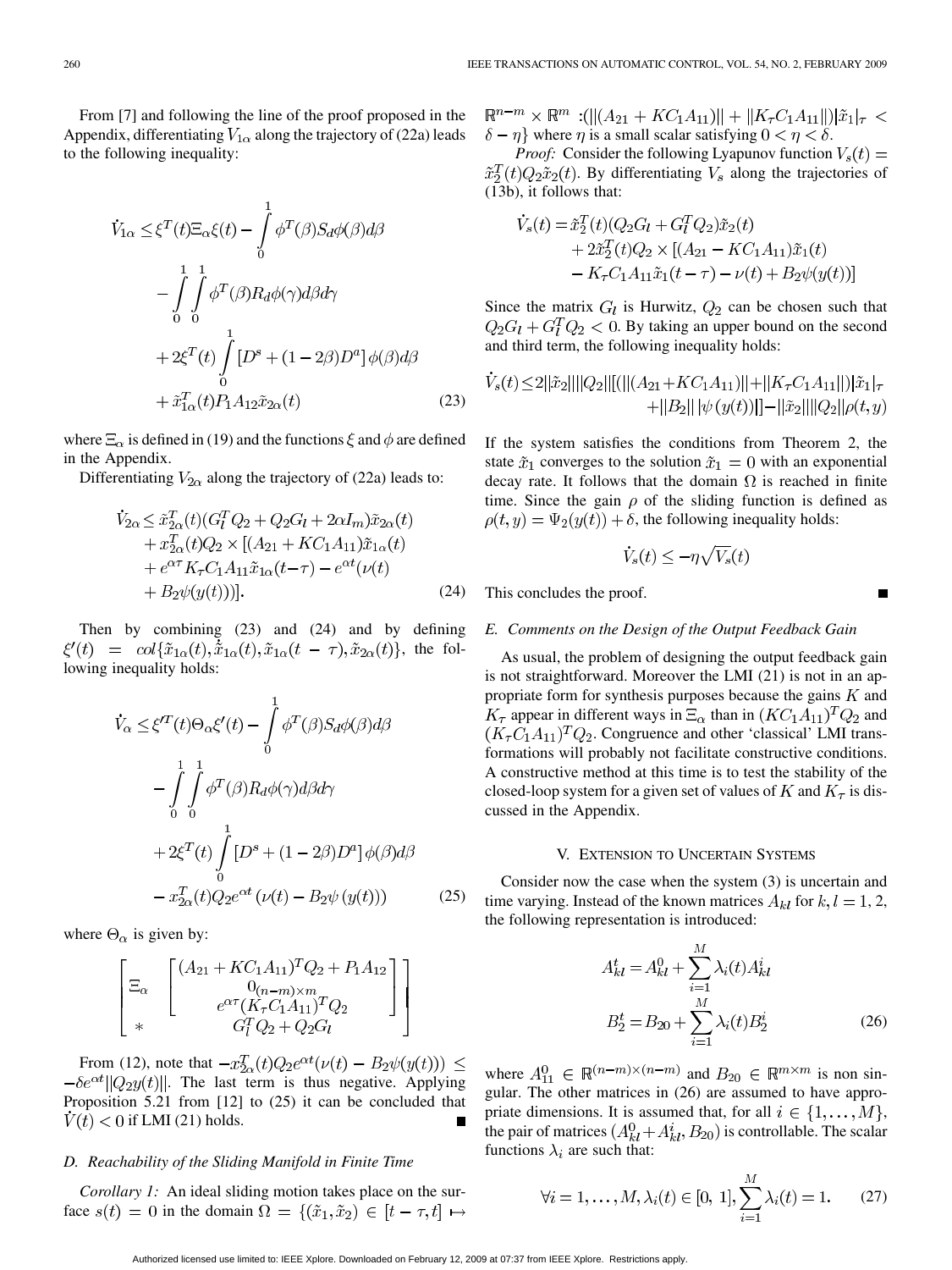From [7] and following the line of the proof proposed in the Appendix, differentiating $V_{1\alpha}$ along the trajectory of (22a) leads to the following inequality:

$$
\begin{aligned}
\dot{V}_{1\alpha} \leq & \ \xi^T(t)\Xi_\alpha \xi(t) - \int_0^1 \phi^T(\beta) S_d \phi(\beta) d\beta \\
& - \int_0^1 \int_0^1 \phi^T(\beta) R_d \phi(\gamma) d\beta d\gamma \\
& + 2\xi^T(t) \int_0^1 \left[D^s + (1-2\beta)D^a\right]\phi(\beta) d\beta \\
& + \tilde{x}_{1\alpha}^T(t) P_1 A_{12} \tilde{x}_{2\alpha}(t)
\end{aligned} \tag{23}
$$

where $\Xi_\alpha$ is defined in (19) and the functions $\xi$ and $\phi$ are defined in the Appendix.

Differentiating $V_{2\alpha}$ along the trajectory of (22a) leads to:

$$
\begin{aligned}
\dot{V}_{2\alpha} \leq & \ \tilde{x}_{2\alpha}^T(t)(G_l^T Q_2 + Q_2 G_l + 2\alpha I_m)\tilde{x}_{2\alpha}(t) \\
& + x_{2\alpha}^T(t) Q_2 \times [(A_{21} + KC_1 A_{11})\tilde{x}_{1\alpha}(t) \\
& + e^{\alpha\tau} K_\tau C_1 A_{11} \tilde{x}_{1\alpha}(t-\tau) - e^{\alpha t}(\nu(t) \\
& + B_2 \psi(y(t)))].
\end{aligned} \tag{24}
$$

Then by combining (23) and (24) and by defining $\xi'(t) = col\{\tilde{x}_{1\alpha}(t), \dot{\tilde{x}}_{1\alpha}(t), \tilde{x}_{1\alpha}(t-\tau), \tilde{x}_{2\alpha}(t)\}$, the following inequality holds:

$$
\begin{aligned}
\dot{V}_{\alpha} \leq & \ \xi'^T(t)\Theta_\alpha \xi'(t) - \int_0^1 \phi^T(\beta) S_d \phi(\beta) d\beta \\
& - \int_0^1 \int_0^1 \phi^T(\beta) R_d \phi(\gamma) d\beta d\gamma \\
& + 2\xi^T(t) \int_0^1 \left[D^s + (1-2\beta)D^a\right]\phi(\beta) d\beta \\
& - x_{2\alpha}^T(t) Q_2 e^{\alpha t}\left(\nu(t) - B_2 \psi\left(y(t)\right)\right)
\end{aligned} \tag{25}
$$

where $\Theta_\alpha$ is given by:

$$
\begin{bmatrix}
\Xi_\alpha & \begin{bmatrix} (A_{21} + KC_1 A_{11})^T Q_2 + P_1 A_{12} \\ 0_{(n-m)\times m} \\ e^{\alpha\tau}(K_\tau C_1 A_{11})^T Q_2 \end{bmatrix} \\
* & G_l^T Q_2 + Q_2 G_l
\end{bmatrix}
$$

From (12), note that $-x_{2\alpha}^T(t) Q_2 e^{\alpha t}(\nu(t) - B_2\psi(y(t))) \leq -\delta e^{\alpha t}\|Q_2 y(t)\|$. The last term is thus negative. Applying Proposition 5.21 from [12] to (25) it can be concluded that $\dot{V}(t) < 0$ if LMI (21) holds. ∎

### D. Reachability of the Sliding Manifold in Finite Time

*Corollary 1:* An ideal sliding motion takes place on the surface $s(t) = 0$ in the domain $\Omega = \{(\tilde{x}_1, \tilde{x}_2) \in [t-\tau, t] \mapsto \mathbb{R}^{n-m} \times \mathbb{R}^m : (\|(A_{21} + KC_1 A_{11})\| + \|K_\tau C_1 A_{11}\|)|\tilde{x}_1|_\tau < \delta - \eta\}$ where $\eta$ is a small scalar satisfying $0 < \eta < \delta$.

*Proof:* Consider the following Lyapunov function $V_s(t) = \tilde{x}_2^T(t) Q_2 \tilde{x}_2(t)$. By differentiating $V_s$ along the trajectories of (13b), it follows that:

$$
\begin{aligned}
\dot{V}_s(t) = & \ \tilde{x}_2^T(t)(Q_2 G_l + G_l^T Q_2)\tilde{x}_2(t) \\
& + 2\tilde{x}_2^T(t) Q_2 \times [(A_{21} - KC_1 A_{11})\tilde{x}_1(t) \\
& - K_\tau C_1 A_{11} \tilde{x}_1(t-\tau) - \nu(t) + B_2 \psi(y(t))]
\end{aligned}
$$

Since the matrix $G_l$ is Hurwitz, $Q_2$ can be chosen such that $Q_2 G_l + G_l^T Q_2 < 0$. By taking an upper bound on the second and third term, the following inequality holds:

$$
\begin{aligned}
\dot{V}_s(t) \leq & \ 2\|\tilde{x}_2\|\|Q_2\|[(\|(A_{21} + KC_1 A_{11})\| + \|K_\tau C_1 A_{11}\|)|\tilde{x}_1|_\tau \\
& + \|B_2\|\,|\psi\left(y(t)\right)|] - \|\tilde{x}_2\|\|Q_2\|\rho(t,y)
\end{aligned}
$$

If the system satisfies the conditions from Theorem 2, the state $\tilde{x}_1$ converges to the solution $\tilde{x}_1 = 0$ with an exponential decay rate. It follows that the domain $\Omega$ is reached in finite time. Since the gain $\rho$ of the sliding function is defined as $\rho(t, y) = \Psi_2(y(t)) + \delta$, the following inequality holds:

$$
\dot{V}_s(t) \leq -\eta\sqrt{V_s}(t)
$$

This concludes the proof. ∎

### E. Comments on the Design of the Output Feedback Gain

As usual, the problem of designing the output feedback gain is not straightforward. Moreover the LMI (21) is not in an appropriate form for synthesis purposes because the gains $K$ and $K_\tau$ appear in different ways in $\Xi_\alpha$ than in $(KC_1A_{11})^T Q_2$ and $(K_\tau C_1 A_{11})^T Q_2$. Congruence and other 'classical' LMI transformations will probably not facilitate constructive conditions. A constructive method at this time is to test the stability of the closed-loop system for a given set of values of $K$ and $K_\tau$ is discussed in the Appendix.

## V. Extension to Uncertain Systems

Consider now the case when the system (3) is uncertain and time varying. Instead of the known matrices $A_{kl}$ for $k, l = 1, 2$, the following representation is introduced:

$$
\begin{aligned}
A_{kl}^t &= A_{kl}^0 + \sum_{i=1}^M \lambda_i(t) A_{kl}^i \\
B_2^t &= B_{20} + \sum_{i=1}^M \lambda_i(t) B_2^i
\end{aligned} \tag{26}
$$

where $A_{11}^0 \in \mathbb{R}^{(n-m)\times(n-m)}$ and $B_{20} \in \mathbb{R}^{m\times m}$ is non singular. The other matrices in (26) are assumed to have appropriate dimensions. It is assumed that, for all $i \in \{1, \ldots, M\}$, the pair of matrices $(A_{kl}^0 + A_{kl}^i, B_{20})$ is controllable. The scalar functions $\lambda_i$ are such that:

$$
\forall i = 1, \ldots, M, \lambda_i(t) \in [0, 1], \sum_{i=1}^M \lambda_i(t) = 1. \tag{27}
$$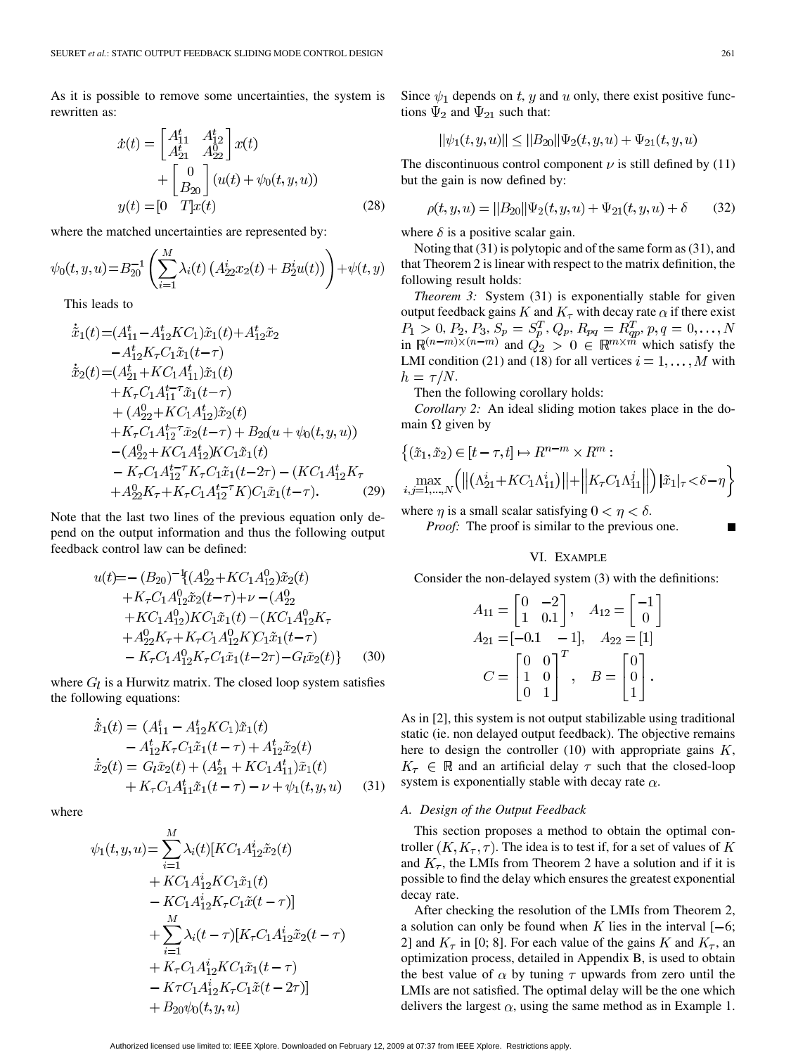As it is possible to remove some uncertainties, the system is rewritten as:

$$\dot{x}(t) = \begin{bmatrix} A_{11}^t & A_{12}^t \\ A_{21}^t & A_{22}^0 \end{bmatrix} x(t) + \begin{bmatrix} 0 \\ B_{20} \end{bmatrix} (u(t) + \psi_0(t, y, u))$$
$$y(t) = [0 \quad T] x(t) \tag{28}$$

where the matched uncertainties are represented by:

$$\psi_0(t, y, u) = B_{20}^{-1} \left( \sum_{i=1}^{M} \lambda_i(t) \left( A_{22}^i x_2(t) + B_2^i u(t) \right) \right) + \psi(t, y)$$

This leads to

$$\begin{aligned}
\dot{\tilde{x}}_1(t) =& (A_{11}^t - A_{12}^t K C_1)\tilde{x}_1(t) + A_{12}^t \tilde{x}_2 \\
&- A_{12}^t K_\tau C_1 \tilde{x}_1(t-\tau) \\
\dot{\tilde{x}}_2(t) =& (A_{21}^t + K C_1 A_{11}^t)\tilde{x}_1(t) \\
&+ K_\tau C_1 A_{11}^{t-\tau} \tilde{x}_1(t-\tau) \\
&+ (A_{22}^0 + K C_1 A_{12}^t)\tilde{x}_2(t) \\
&+ K_\tau C_1 A_{12}^{t-\tau} \tilde{x}_2(t-\tau) + B_{20}(u + \psi_0(t, y, u)) \\
&- (A_{22}^0 + K C_1 A_{12}^t) K C_1 \tilde{x}_1(t) \\
&- K_\tau C_1 A_{12}^{t-\tau} K_\tau C_1 \tilde{x}_1(t-2\tau) - (K C_1 A_{12}^t K_\tau \\
&+ A_{22}^0 K_\tau + K_\tau C_1 A_{12}^{t-\tau} K) C_1 \tilde{x}_1(t-\tau).
\end{aligned} \tag{29}$$

Note that the last two lines of the previous equation only depend on the output information and thus the following output feedback control law can be defined:

$$\begin{aligned}
u(t) =& -(B_{20})^{-1} \{ (A_{22}^0 + K C_1 A_{12}^0)\tilde{x}_2(t) \\
&+ K_\tau C_1 A_{12}^0 \tilde{x}_2(t-\tau) + \nu - (A_{22}^0 \\
&+ K C_1 A_{12}^0) K C_1 \tilde{x}_1(t) - (K C_1 A_{12}^0 K_\tau \\
&+ A_{22}^0 K_\tau + K_\tau C_1 A_{12}^0 K) C_1 \tilde{x}_1(t-\tau) \\
&- K_\tau C_1 A_{12}^0 K_\tau C_1 \tilde{x}_1(t-2\tau) - G_l \tilde{x}_2(t) \}
\end{aligned} \tag{30}$$

where $G_l$ is a Hurwitz matrix. The closed loop system satisfies the following equations:

$$\begin{aligned}
\dot{\tilde{x}}_1(t) =& (A_{11}^t - A_{12}^t K C_1)\tilde{x}_1(t) \\
&- A_{12}^t K_\tau C_1 \tilde{x}_1(t-\tau) + A_{12}^t \tilde{x}_2(t) \\
\dot{\tilde{x}}_2(t) =& G_l \tilde{x}_2(t) + (A_{21}^t + K C_1 A_{11}^t)\tilde{x}_1(t) \\
&+ K_\tau C_1 A_{11}^t \tilde{x}_1(t-\tau) - \nu + \psi_1(t, y, u)
\end{aligned} \tag{31}$$

where

$$\begin{aligned}
\psi_1(t, y, u) =& \sum_{i=1}^{M} \lambda_i(t) [K C_1 A_{12}^i \tilde{x}_2(t) \\
&+ K C_1 A_{12}^i K C_1 \tilde{x}_1(t) \\
&- K C_1 A_{12}^i K_\tau C_1 \tilde{x}(t-\tau)] \\
&+ \sum_{i=1}^{M} \lambda_i(t-\tau) [K_\tau C_1 A_{12}^i \tilde{x}_2(t-\tau) \\
&+ K_\tau C_1 A_{12}^i K C_1 \tilde{x}_1(t-\tau) \\
&- K\tau C_1 A_{12}^i K_\tau C_1 \tilde{x}(t-2\tau)] \\
&+ B_{20} \psi_0(t, y, u)
\end{aligned}$$

Since $\psi_1$ depends on $t$, $y$ and $u$ only, there exist positive functions $\Psi_2$ and $\Psi_{21}$ such that:

$$\|\psi_1(t, y, u)\| \leq \|B_{20}\| \Psi_2(t, y, u) + \Psi_{21}(t, y, u)$$

The discontinuous control component $\nu$ is still defined by (11) but the gain is now defined by:

$$\rho(t, y, u) = \|B_{20}\| \Psi_2(t, y, u) + \Psi_{21}(t, y, u) + \delta \tag{32}$$

where $\delta$ is a positive scalar gain.

Noting that (31) is polytopic and of the same form as (31), and that Theorem 2 is linear with respect to the matrix definition, the following result holds:

*Theorem 3:* System (31) is exponentially stable for given output feedback gains $K$ and $K_\tau$ with decay rate $\alpha$ if there exist $P_1 > 0$, $P_2$, $P_3$, $S_p = S_p^T$, $Q_p$, $R_{pq} = R_{qp}^T$, $p, q = 0, \ldots, N$ in $\mathbb{R}^{(n-m)\times(n-m)}$ and $Q_2 > 0 \in \mathbb{R}^{m\times m}$ which satisfy the LMI condition (21) and (18) for all vertices $i = 1, \ldots, M$ with $h = \tau/N$.

Then the following corollary holds:

*Corollary 2:* An ideal sliding motion takes place in the domain $\Omega$ given by

$$\left\{ (\tilde{x}_1, \tilde{x}_2) \in [t-\tau, t] \mapsto R^{n-m} \times R^m : \max_{i,j=1,\ldots,N} \left( \left\| (\Lambda_{21}^i + K C_1 \Lambda_{11}^i) \right\| + \left\| K_\tau C_1 \Lambda_{11}^j \right\| \right) |\tilde{x}_1|_\tau < \delta - \eta \right\}$$

where $\eta$ is a small scalar satisfying $0 < \eta < \delta$.

*Proof:* The proof is similar to the previous one. ∎

## VI. Example

Consider the non-delayed system (3) with the definitions:

$$A_{11} = \begin{bmatrix} 0 & -2 \\ 1 & 0.1 \end{bmatrix}, \quad A_{12} = \begin{bmatrix} -1 \\ 0 \end{bmatrix}$$
$$A_{21} = [-0.1 \quad -1], \quad A_{22} = [1]$$
$$C = \begin{bmatrix} 0 & 0 \\ 1 & 0 \\ 0 & 1 \end{bmatrix}^T, \quad B = \begin{bmatrix} 0 \\ 0 \\ 1 \end{bmatrix}.$$

As in [2], this system is not output stabilizable using traditional static (ie. non delayed output feedback). The objective remains here to design the controller (10) with appropriate gains $K$, $K_\tau \in \mathbb{R}$ and an artificial delay $\tau$ such that the closed-loop system is exponentially stable with decay rate $\alpha$.

### A. Design of the Output Feedback

This section proposes a method to obtain the optimal controller $(K, K_\tau, \tau)$. The idea is to test if, for a set of values of $K$ and $K_\tau$, the LMIs from Theorem 2 have a solution and if it is possible to find the delay which ensures the greatest exponential decay rate.

After checking the resolution of the LMIs from Theorem 2, a solution can only be found when $K$ lies in the interval $[-6; 2]$ and $K_\tau$ in $[0; 8]$. For each value of the gains $K$ and $K_\tau$, an optimization process, detailed in Appendix B, is used to obtain the best value of $\alpha$ by tuning $\tau$ upwards from zero until the LMIs are not satisfied. The optimal delay will be the one which delivers the largest $\alpha$, using the same method as in Example 1.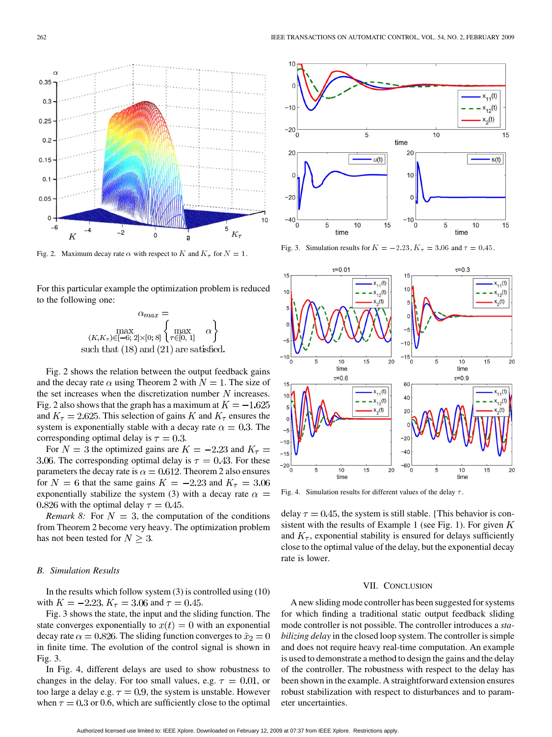Fig. 2. Maximum decay rate $\alpha$ with respect to $K$ and $K_\tau$ for $N = 1$.

For this particular example the optimization problem is reduced to the following one:

$$\alpha_{max} = \max_{(K,K_\tau)\in[-6;\,2]\times[0;\,8]} \left\{ \max_{\tau\in[0,\,1]} \alpha \right\}$$
such that (18) and (21) are satisfied.

Fig. 2 shows the relation between the output feedback gains and the decay rate $\alpha$ using Theorem 2 with $N = 1$. The size of the set increases when the discretization number $N$ increases. Fig. 2 also shows that the graph has a maximum at $K = -1.625$ and $K_\tau = 2.625$. This selection of gains $K$ and $K_\tau$ ensures the system is exponentially stable with a decay rate $\alpha = 0.3$. The corresponding optimal delay is $\tau = 0.3$.

For $N = 3$ the optimized gains are $K = -2.23$ and $K_\tau = 3.06$. The corresponding optimal delay is $\tau = 0.43$. For these parameters the decay rate is $\alpha = 0.612$. Theorem 2 also ensures for $N = 6$ that the same gains $K = -2.23$ and $K_\tau = 3.06$ exponentially stabilize the system (3) with a decay rate $\alpha = 0.826$ with the optimal delay $\tau = 0.45$.

*Remark 8:* For $N = 3$, the computation of the conditions from Theorem 2 become very heavy. The optimization problem has not been tested for $N \geq 3$.

### B. Simulation Results

In the results which follow system (3) is controlled using (10) with $K = -2.23$, $K_\tau = 3.06$ and $\tau = 0.45$.

Fig. 3 shows the state, the input and the sliding function. The state converges exponentially to $x(t) = 0$ with an exponential decay rate $\alpha = 0.826$. The sliding function converges to $\tilde{x}_2 = 0$ in finite time. The evolution of the control signal is shown in Fig. 3.

In Fig. 4, different delays are used to show robustness to changes in the delay. For too small values, e.g. $\tau = 0.01$, or too large a delay e.g. $\tau = 0.9$, the system is unstable. However when $\tau = 0.3$ or 0.6, which are sufficiently close to the optimal delay $\tau = 0.45$, the system is still stable. {This behavior is consistent with the results of Example 1 (see Fig. 1). For given $K$ and $K_\tau$, exponential stability is ensured for delays sufficiently close to the optimal value of the delay, but the exponential decay rate is lower.

Fig. 3. Simulation results for $K = -2.23$, $K_\tau = 3.06$ and $\tau = 0.45$.

Fig. 4. Simulation results for different values of the delay $\tau$.

## VII. Conclusion

A new sliding mode controller has been suggested for systems for which finding a traditional static output feedback sliding mode controller is not possible. The controller introduces a *stabilizing delay* in the closed loop system. The controller is simple and does not require heavy real-time computation. An example is used to demonstrate a method to design the gains and the delay of the controller. The robustness with respect to the delay has been shown in the example. A straightforward extension ensures robust stabilization with respect to disturbances and to parameter uncertainties.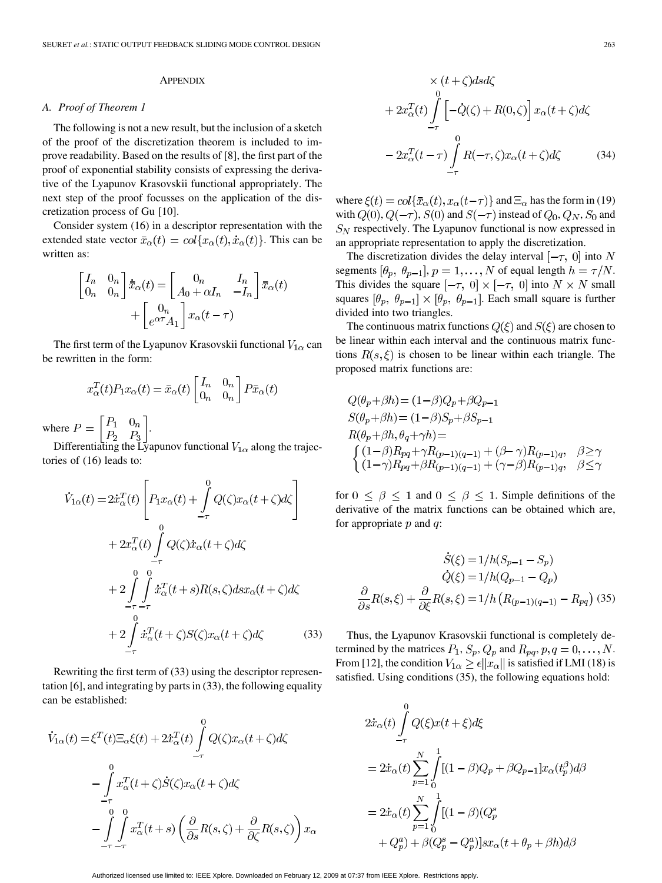## APPENDIX

### A. Proof of Theorem 1

The following is not a new result, but the inclusion of a sketch of the proof of the discretization theorem is included to improve readability. Based on the results of [8], the first part of the proof of exponential stability consists of expressing the derivative of the Lyapunov Krasovskii functional appropriately. The next step of the proof focusses on the application of the discretization process of Gu [10].

Consider system (16) in a descriptor representation with the extended state vector $\bar{x}_\alpha(t) = col\{x_\alpha(t), \dot{x}_\alpha(t)\}$. This can be written as:

$$\begin{bmatrix} I_n & 0_n \\ 0_n & 0_n \end{bmatrix} \dot{\bar{x}}_\alpha(t) = \begin{bmatrix} 0_n & I_n \\ A_0 + \alpha I_n & -I_n \end{bmatrix} \bar{x}_\alpha(t) + \begin{bmatrix} 0_n \\ e^{\alpha\tau} A_1 \end{bmatrix} x_\alpha(t-\tau)$$

The first term of the Lyapunov Krasovskii functional $V_{1\alpha}$ can be rewritten in the form:

$$x_\alpha^T(t) P_1 x_\alpha(t) = \bar{x}_\alpha(t) \begin{bmatrix} I_n & 0_n \\ 0_n & 0_n \end{bmatrix} P \bar{x}_\alpha(t)$$

where $P = \begin{bmatrix} P_1 & 0_n \\ P_2 & P_3 \end{bmatrix}$.

Differentiating the Lyapunov functional $V_{1\alpha}$ along the trajectories of (16) leads to:

$$\begin{aligned} \dot{V}_{1\alpha}(t) =& 2\dot{x}_\alpha^T(t) \left[ P_1 x_\alpha(t) + \int_{-\tau}^{0} Q(\zeta) x_\alpha(t+\zeta) d\zeta \right] \\ &+ 2x_\alpha^T(t) \int_{-\tau}^{0} Q(\zeta) \dot{x}_\alpha(t+\zeta) d\zeta \\ &+ 2\int_{-\tau}^{0}\int_{-\tau}^{0} \dot{x}_\alpha^T(t+s) R(s,\zeta) ds\, x_\alpha(t+\zeta) d\zeta \\ &+ 2\int_{-\tau}^{0} \dot{x}_\alpha^T(t+\zeta) S(\zeta) x_\alpha(t+\zeta) d\zeta \end{aligned} \tag{33}$$

Rewriting the first term of (33) using the descriptor representation [6], and integrating by parts in (33), the following equality can be established:

$$\begin{aligned} \dot{V}_{1\alpha}(t) =& \xi^T(t) \Xi_\alpha \xi(t) + 2\dot{x}_\alpha^T(t) \int_{-\tau}^{0} Q(\zeta) x_\alpha(t+\zeta) d\zeta \\ &- \int_{-\tau}^{0} x_\alpha^T(t+\zeta) \dot{S}(\zeta) x_\alpha(t+\zeta) d\zeta \\ &- \int_{-\tau}^{0}\int_{-\tau}^{0} x_\alpha^T(t+s) \left( \frac{\partial}{\partial s} R(s,\zeta) + \frac{\partial}{\partial \zeta} R(s,\zeta) \right) x_\alpha \\ &\times (t+\zeta) ds d\zeta \\ &+ 2x_\alpha^T(t) \int_{-\tau}^{0} \left[ -\dot{Q}(\zeta) + R(0,\zeta) \right] x_\alpha(t+\zeta) d\zeta \\ &- 2x_\alpha^T(t-\tau) \int_{-\tau}^{0} R(-\tau,\zeta) x_\alpha(t+\zeta) d\zeta \end{aligned} \tag{34}$$

where $\xi(t) = col\{\bar{x}_\alpha(t), x_\alpha(t-\tau)\}$ and $\Xi_\alpha$ has the form in (19) with $Q(0)$, $Q(-\tau)$, $S(0)$ and $S(-\tau)$ instead of $Q_0$, $Q_N$, $S_0$ and $S_N$ respectively. The Lyapunov functional is now expressed in an appropriate representation to apply the discretization.

The discretization divides the delay interval $[-\tau,\ 0]$ into $N$ segments $[\theta_p,\ \theta_{p-1}]$, $p = 1, \ldots, N$ of equal length $h = \tau/N$. This divides the square $[-\tau,\ 0] \times [-\tau,\ 0]$ into $N \times N$ small squares $[\theta_p,\ \theta_{p-1}] \times [\theta_p,\ \theta_{p-1}]$. Each small square is further divided into two triangles.

The continuous matrix functions $Q(\xi)$ and $S(\xi)$ are chosen to be linear within each interval and the continuous matrix functions $R(s,\xi)$ is chosen to be linear within each triangle. The proposed matrix functions are:

$$\begin{aligned} &Q(\theta_p + \beta h) = (1-\beta) Q_p + \beta Q_{p-1} \\ &S(\theta_p + \beta h) = (1-\beta) S_p + \beta S_{p-1} \\ &R(\theta_p + \beta h, \theta_q + \gamma h) = \\ &\begin{cases} (1-\beta) R_{pq} + \gamma R_{(p-1)(q-1)} + (\beta - \gamma) R_{(p-1)q}, & \beta \geq \gamma \\ (1-\gamma) R_{pq} + \beta R_{(p-1)(q-1)} + (\gamma - \beta) R_{(p-1)q}, & \beta \leq \gamma \end{cases} \end{aligned}$$

for $0 \leq \beta \leq 1$ and $0 \leq \beta \leq 1$. Simple definitions of the derivative of the matrix functions can be obtained which are, for appropriate $p$ and $q$:

$$\begin{aligned} \dot{S}(\xi) &= 1/h (S_{p-1} - S_p) \\ \dot{Q}(\xi) &= 1/h (Q_{p-1} - Q_p) \\ \frac{\partial}{\partial s} R(s,\xi) + \frac{\partial}{\partial \xi} R(s,\xi) &= 1/h \left( R_{(p-1)(q-1)} - R_{pq} \right) \end{aligned} \tag{35}$$

Thus, the Lyapunov Krasovskii functional is completely determined by the matrices $P_1$, $S_p$, $Q_p$ and $R_{pq}, p, q = 0, \ldots, N$. From [12], the condition $V_{1\alpha} \geq \epsilon \|x_\alpha\|$ is satisfied if LMI (18) is satisfied. Using conditions (35), the following equations hold:

$$\begin{aligned} &2\dot{x}_\alpha(t) \int_{-\tau}^{0} Q(\xi) x(t+\xi) d\xi \\ &= 2\dot{x}_\alpha(t) \sum_{p=1}^{N} \int_{0}^{1} [(1-\beta) Q_p + \beta Q_{p-1}] x_\alpha(t_p^\beta) d\beta \\ &= 2\dot{x}_\alpha(t) \sum_{p=1}^{N} \int_{0}^{1} [(1-\beta)(Q_p^s \\ &\quad + Q_p^a) + \beta (Q_p^s - Q_p^a)] s x_\alpha(t + \theta_p + \beta h) d\beta \end{aligned}$$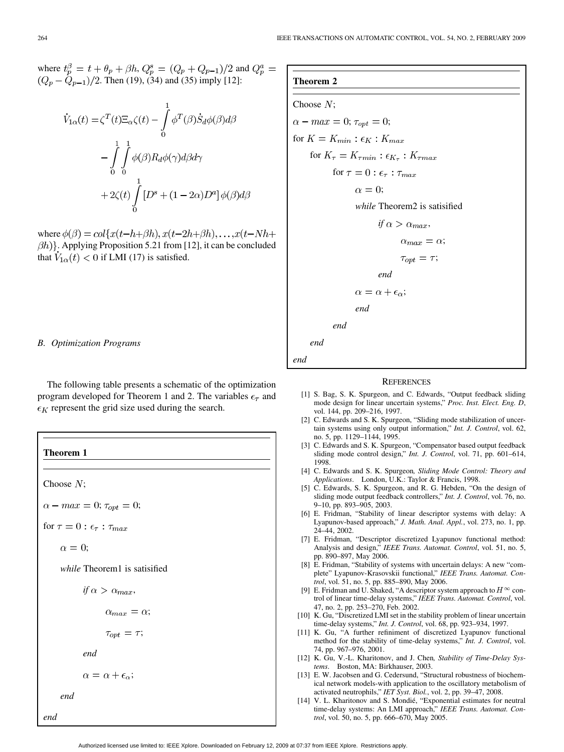where $t_p^\beta = t + \theta_p + \beta h$, $Q_p^s = (Q_p + Q_{p-1})/2$ and $Q_p^a = (Q_p - Q_{p-1})/2$. Then (19), (34) and (35) imply [12]:

$$\dot{V}_{1\alpha}(t) = \zeta^T(t)\Xi_\alpha\zeta(t) - \int_0^1 \phi^T(\beta)\dot{S}_d\phi(\beta)d\beta - \int_0^1\int_0^1 \phi(\beta)R_d\phi(\gamma)d\beta d\gamma + 2\zeta(t)\int_0^1 [D^s + (1-2\alpha)D^a]\phi(\beta)d\beta$$

where $\phi(\beta) = col\{x(t-h+\beta h), x(t-2h+\beta h), \ldots, x(t-Nh+\beta h)\}$. Applying Proposition 5.21 from [12], it can be concluded that $\dot{V}_{1\alpha}(t) < 0$ if LMI (17) is satisfied.

### B. Optimization Programs

The following table presents a schematic of the optimization program developed for Theorem 1 and 2. The variables $\epsilon_\tau$ and $\epsilon_K$ represent the grid size used during the search.

**Theorem 1**

```
Choose N;
α − max = 0; τ_opt = 0;
for τ = 0 : ε_τ : τ_max
    α = 0;
    while Theorem1 is satisified
        if α > α_max,
            α_max = α;
            τ_opt = τ;
        end
        α = α + ε_α;
    end
end
```

**Theorem 2**

```
Choose N;
α − max = 0; τ_opt = 0;
for K = K_min : ε_K : K_max
    for K_τ = K_τmin : ε_Kτ : K_τmax
        for τ = 0 : ε_τ : τ_max
            α = 0;
            while Theorem2 is satisified
                if α > α_max,
                    α_max = α;
                    τ_opt = τ;
                end
                α = α + ε_α;
            end
        end
    end
end
```

## References

[1] S. Bag, S. K. Spurgeon, and C. Edwards, "Output feedback sliding mode design for linear uncertain systems," *Proc. Inst. Elect. Eng. D*, vol. 144, pp. 209–216, 1997.

[2] C. Edwards and S. K. Spurgeon, "Sliding mode stabilization of uncertain systems using only output information," *Int. J. Control*, vol. 62, no. 5, pp. 1129–1144, 1995.

[3] C. Edwards and S. K. Spurgeon, "Compensator based output feedback sliding mode control design," *Int. J. Control*, vol. 71, pp. 601–614, 1998.

[4] C. Edwards and S. K. Spurgeon*, Sliding Mode Control: Theory and Applications*. London, U.K.: Taylor & Francis, 1998.

[5] C. Edwards, S. K. Spurgeon, and R. G. Hebden, "On the design of sliding mode output feedback controllers," *Int. J. Control*, vol. 76, no. 9–10, pp. 893–905, 2003.

[6] E. Fridman, "Stability of linear descriptor systems with delay: A Lyapunov-based approach," *J. Math. Anal. Appl.*, vol. 273, no. 1, pp. 24–44, 2002.

[7] E. Fridman, "Descriptor discretized Lyapunov functional method: Analysis and design," *IEEE Trans. Automat. Control*, vol. 51, no. 5, pp. 890–897, May 2006.

[8] E. Fridman, "Stability of systems with uncertain delays: A new "complete" Lyapunov-Krasovskii functional," *IEEE Trans. Automat. Control*, vol. 51, no. 5, pp. 885–890, May 2006.

[9] E. Fridman and U. Shaked, "A descriptor system approach to $H^\infty$ control of linear time-delay systems," *IEEE Trans. Automat. Control*, vol. 47, no. 2, pp. 253–270, Feb. 2002.

[10] K. Gu, "Discretized LMI set in the stability problem of linear uncertain time-delay systems," *Int. J. Control*, vol. 68, pp. 923–934, 1997.

[11] K. Gu, "A further refiniment of discretized Lyapunov functional method for the stability of time-delay systems," *Int. J. Control*, vol. 74, pp. 967–976, 2001.

[12] K. Gu, V.-L. Kharitonov, and J. Chen*, Stability of Time-Delay Systems*. Boston, MA: Birkhauser, 2003.

[13] E. W. Jacobsen and G. Cedersund, "Structural robustness of biochemical network models-with application to the oscillatory metabolism of activated neutrophils," *IET Syst. Biol.*, vol. 2, pp. 39–47, 2008.

[14] V. L. Kharitonov and S. Mondié, "Exponential estimates for neutral time-delay systems: An LMI approach," *IEEE Trans. Automat. Control*, vol. 50, no. 5, pp. 666–670, May 2005.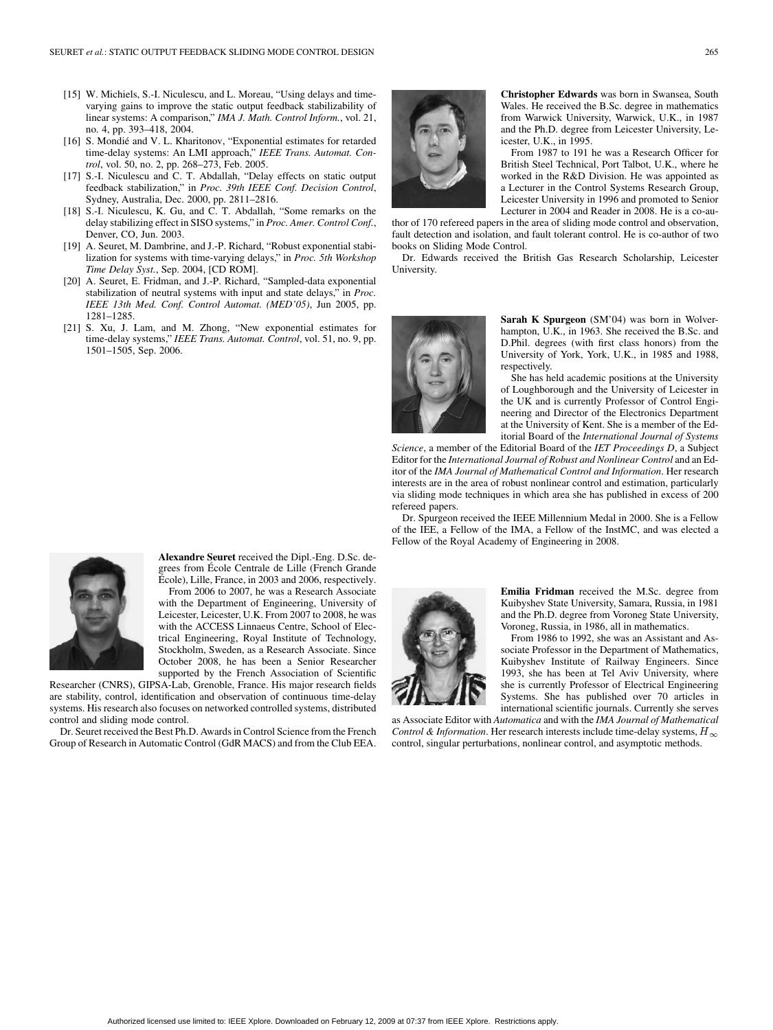[15] W. Michiels, S.-I. Niculescu, and L. Moreau, "Using delays and time-varying gains to improve the static output feedback stabilizability of linear systems: A comparison," *IMA J. Math. Control Inform.*, vol. 21, no. 4, pp. 393–418, 2004.

[16] S. Mondié and V. L. Kharitonov, "Exponential estimates for retarded time-delay systems: An LMI approach," *IEEE Trans. Automat. Control*, vol. 50, no. 2, pp. 268–273, Feb. 2005.

[17] S.-I. Niculescu and C. T. Abdallah, "Delay effects on static output feedback stabilization," in *Proc. 39th IEEE Conf. Decision Control*, Sydney, Australia, Dec. 2000, pp. 2811–2816.

[18] S.-I. Niculescu, K. Gu, and C. T. Abdallah, "Some remarks on the delay stabilizing effect in SISO systems," in *Proc. Amer. Control Conf.*, Denver, CO, Jun. 2003.

[19] A. Seuret, M. Dambrine, and J.-P. Richard, "Robust exponential stabilization for systems with time-varying delays," in *Proc. 5th Workshop Time Delay Syst.*, Sep. 2004, [CD ROM].

[20] A. Seuret, E. Fridman, and J.-P. Richard, "Sampled-data exponential stabilization of neutral systems with input and state delays," in *Proc. IEEE 13th Med. Conf. Control Automat. (MED'05)*, Jun 2005, pp. 1281–1285.

[21] S. Xu, J. Lam, and M. Zhong, "New exponential estimates for time-delay systems," *IEEE Trans. Automat. Control*, vol. 51, no. 9, pp. 1501–1505, Sep. 2006.

**Alexandre Seuret** received the Dipl.-Eng. D.Sc. degrees from École Centrale de Lille (French Grande École), Lille, France, in 2003 and 2006, respectively.

From 2006 to 2007, he was a Research Associate with the Department of Engineering, University of Leicester, Leicester, U.K. From 2007 to 2008, he was with the ACCESS Linnaeus Centre, School of Electrical Engineering, Royal Institute of Technology, Stockholm, Sweden, as a Research Associate. Since October 2008, he has been a Senior Researcher supported by the French Association of Scientific Researcher (CNRS), GIPSA-Lab, Grenoble, France. His major research fields are stability, control, identification and observation of continuous time-delay systems. His research also focuses on networked controlled systems, distributed control and sliding mode control.

Dr. Seuret received the Best Ph.D. Awards in Control Science from the French Group of Research in Automatic Control (GdR MACS) and from the Club EEA.

**Christopher Edwards** was born in Swansea, South Wales. He received the B.Sc. degree in mathematics from Warwick University, Warwick, U.K., in 1987 and the Ph.D. degree from Leicester University, Leicester, U.K., in 1995.

From 1987 to 191 he was a Research Officer for British Steel Technical, Port Talbot, U.K., where he worked in the R&D Division. He was appointed as a Lecturer in the Control Systems Research Group, Leicester University in 1996 and promoted to Senior Lecturer in 2004 and Reader in 2008. He is a co-author of 170 refereed papers in the area of sliding mode control and observation, fault detection and isolation, and fault tolerant control. He is co-author of two books on Sliding Mode Control.

Dr. Edwards received the British Gas Research Scholarship, Leicester University.

**Sarah K Spurgeon** (SM'04) was born in Wolverhampton, U.K., in 1963. She received the B.Sc. and D.Phil. degrees (with first class honors) from the University of York, York, U.K., in 1985 and 1988, respectively.

She has held academic positions at the University of Loughborough and the University of Leicester in the UK and is currently Professor of Control Engineering and Director of the Electronics Department at the University of Kent. She is a member of the Editorial Board of the *International Journal of Systems Science*, a member of the Editorial Board of the *IET Proceedings D*, a Subject Editor for the *International Journal of Robust and Nonlinear Control* and an Editor of the *IMA Journal of Mathematical Control and Information*. Her research interests are in the area of robust nonlinear control and estimation, particularly via sliding mode techniques in which area she has published in excess of 200 refereed papers.

Dr. Spurgeon received the IEEE Millennium Medal in 2000. She is a Fellow of the IEE, a Fellow of the IMA, a Fellow of the InstMC, and was elected a Fellow of the Royal Academy of Engineering in 2008.

**Emilia Fridman** received the M.Sc. degree from Kuibyshev State University, Samara, Russia, in 1981 and the Ph.D. degree from Voroneg State University, Voroneg, Russia, in 1986, all in mathematics.

From 1986 to 1992, she was an Assistant and Associate Professor in the Department of Mathematics, Kuibyshev Institute of Railway Engineers. Since 1993, she has been at Tel Aviv University, where she is currently Professor of Electrical Engineering Systems. She has published over 70 articles in international scientific journals. Currently she serves as Associate Editor with *Automatica* and with the *IMA Journal of Mathematical Control & Information*. Her research interests include time-delay systems, $H_\infty$ control, singular perturbations, nonlinear control, and asymptotic methods.